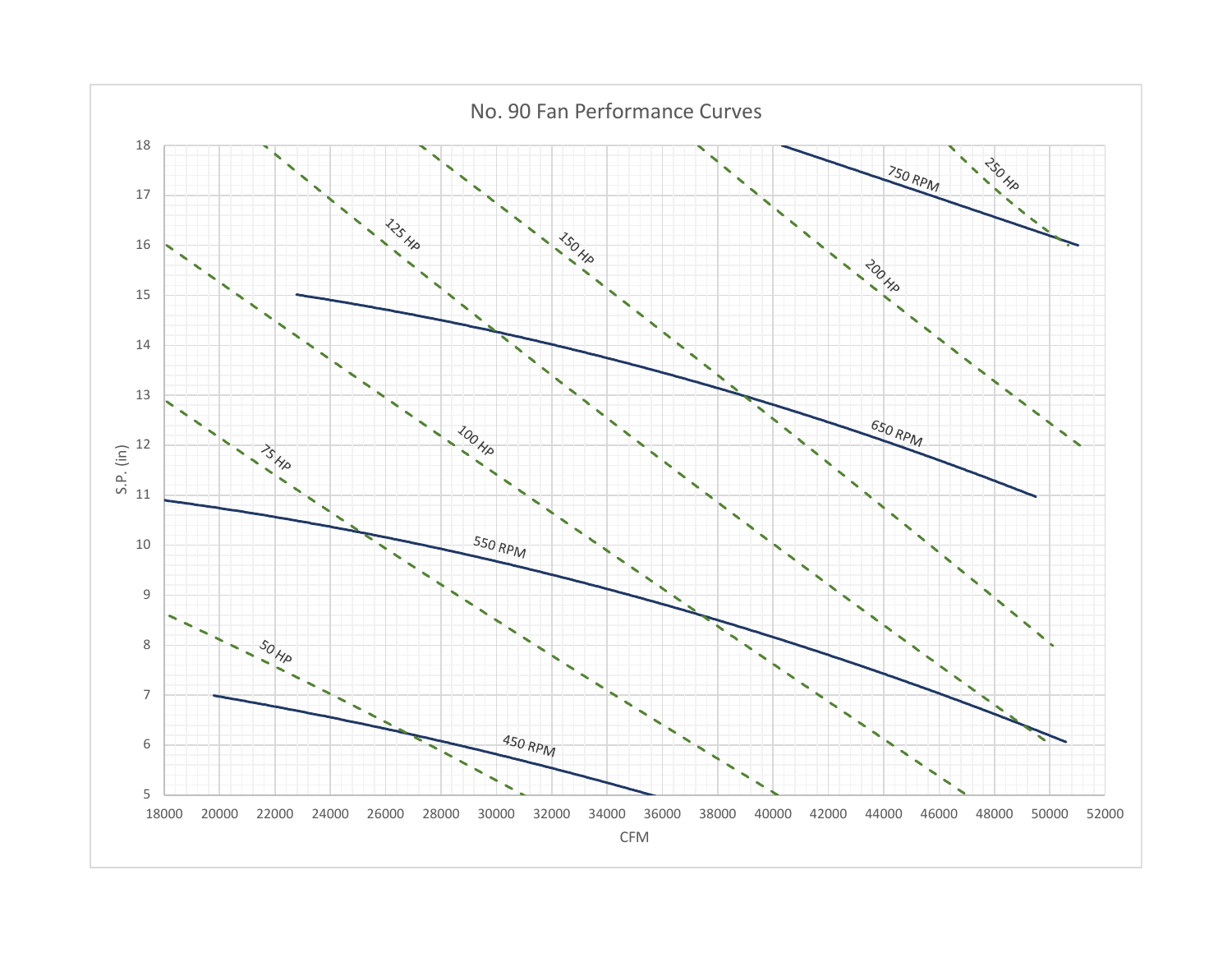# No. 90 Fan Performance Curves

S.P. (in)

CFM

450 RPM, 550 RPM, 650 RPM, 750 RPM

50 HP, 75 HP, 100 HP, 125 HP, 150 HP, 200 HP, 250 HP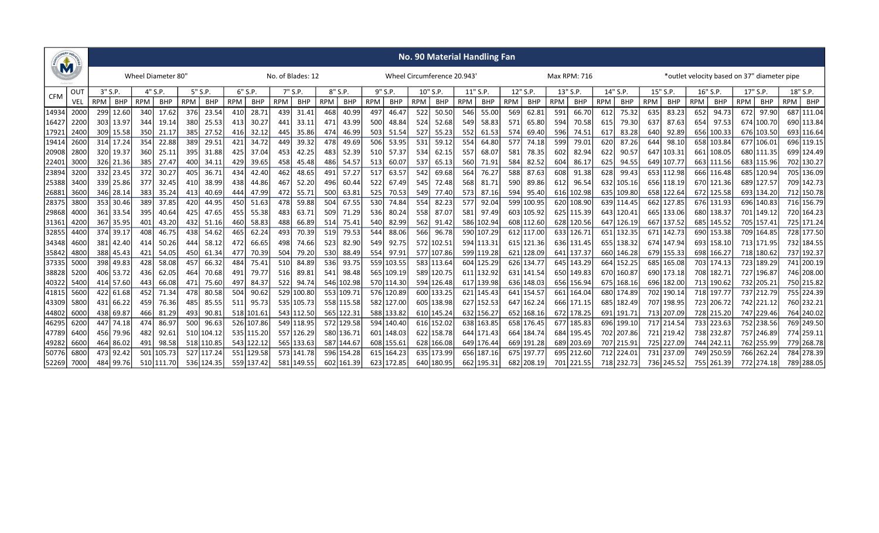# No. 90 Material Handling Fan

Wheel Diameter 80" | No. of Blades: 12 | Wheel Circumference 20.943' | Max RPM: 716 | *outlet velocity based on 37" diameter pipe

| CFM | OUT VEL | 3" S.P. RPM | 3" S.P. BHP | 4" S.P. RPM | 4" S.P. BHP | 5" S.P. RPM | 5" S.P. BHP | 6" S.P. RPM | 6" S.P. BHP | 7" S.P. RPM | 7" S.P. BHP | 8" S.P. RPM | 8" S.P. BHP | 9" S.P. RPM | 9" S.P. BHP | 10" S.P. RPM | 10" S.P. BHP | 11" S.P. RPM | 11" S.P. BHP | 12" S.P. RPM | 12" S.P. BHP | 13" S.P. RPM | 13" S.P. BHP | 14" S.P. RPM | 14" S.P. BHP | 15" S.P. RPM | 15" S.P. BHP | 16" S.P. RPM | 16" S.P. BHP | 17" S.P. RPM | 17" S.P. BHP | 18" S.P. RPM | 18" S.P. BHP |
|---|---|---|---|---|---|---|---|---|---|---|---|---|---|---|---|---|---|---|---|---|---|---|---|---|---|---|---|---|---|---|---|---|---|
| 14934 | 2000 | 299 | 12.60 | 340 | 17.62 | 376 | 23.54 | 410 | 28.71 | 439 | 31.41 | 468 | 40.99 | 497 | 46.47 | 522 | 50.50 | 546 | 55.00 | 569 | 62.81 | 591 | 66.70 | 612 | 75.32 | 635 | 83.23 | 652 | 94.73 | 672 | 97.90 | 687 | 111.04 |
| 16427 | 2200 | 303 | 13.97 | 344 | 19.14 | 380 | 25.53 | 413 | 30.27 | 441 | 33.11 | 471 | 43.99 | 500 | 48.84 | 524 | 52.68 | 549 | 58.83 | 571 | 65.80 | 594 | 70.58 | 615 | 79.30 | 637 | 87.63 | 654 | 97.53 | 674 | 100.70 | 690 | 113.84 |
| 17921 | 2400 | 309 | 15.58 | 350 | 21.17 | 385 | 27.52 | 416 | 32.12 | 445 | 35.86 | 474 | 46.99 | 503 | 51.54 | 527 | 55.23 | 552 | 61.53 | 574 | 69.40 | 596 | 74.51 | 617 | 83.28 | 640 | 92.89 | 656 | 100.33 | 676 | 103.50 | 693 | 116.64 |
| 19414 | 2600 | 314 | 17.24 | 354 | 22.88 | 389 | 29.51 | 421 | 34.72 | 449 | 39.32 | 478 | 49.69 | 506 | 53.95 | 531 | 59.12 | 554 | 64.80 | 577 | 74.18 | 599 | 79.01 | 620 | 87.26 | 644 | 98.10 | 658 | 103.84 | 677 | 106.01 | 696 | 119.15 |
| 20908 | 2800 | 320 | 19.37 | 360 | 25.11 | 395 | 31.88 | 425 | 37.04 | 453 | 42.25 | 483 | 52.39 | 510 | 57.37 | 534 | 62.15 | 557 | 68.07 | 581 | 78.35 | 602 | 82.94 | 622 | 90.57 | 647 | 103.31 | 661 | 108.05 | 680 | 111.35 | 699 | 124.49 |
| 22401 | 3000 | 326 | 21.36 | 385 | 27.47 | 400 | 34.11 | 429 | 39.65 | 458 | 45.48 | 486 | 54.57 | 513 | 60.07 | 537 | 65.13 | 560 | 71.91 | 584 | 82.52 | 604 | 86.17 | 625 | 94.55 | 649 | 107.77 | 663 | 111.56 | 683 | 115.96 | 702 | 130.27 |
| 23894 | 3200 | 332 | 23.45 | 372 | 30.27 | 405 | 36.71 | 434 | 42.40 | 462 | 48.65 | 491 | 57.27 | 517 | 63.57 | 542 | 69.68 | 564 | 76.27 | 588 | 87.63 | 608 | 91.38 | 628 | 99.43 | 653 | 112.98 | 666 | 116.48 | 685 | 120.94 | 705 | 136.09 |
| 25388 | 3400 | 339 | 25.86 | 377 | 32.45 | 410 | 38.99 | 438 | 44.86 | 467 | 52.20 | 496 | 60.44 | 522 | 67.49 | 545 | 72.48 | 568 | 81.71 | 590 | 89.86 | 612 | 96.54 | 632 | 105.16 | 656 | 118.19 | 670 | 121.36 | 689 | 127.57 | 709 | 142.73 |
| 26881 | 3600 | 346 | 28.14 | 383 | 35.24 | 413 | 40.69 | 444 | 47.99 | 472 | 55.71 | 500 | 63.81 | 525 | 70.53 | 549 | 77.40 | 573 | 87.16 | 594 | 95.40 | 616 | 102.98 | 635 | 109.80 | 658 | 122.64 | 672 | 125.58 | 693 | 134.20 | 712 | 150.78 |
| 28375 | 3800 | 353 | 30.46 | 389 | 37.85 | 420 | 44.95 | 450 | 51.63 | 478 | 59.88 | 504 | 67.55 | 530 | 74.84 | 554 | 82.23 | 577 | 92.04 | 599 | 100.95 | 620 | 108.90 | 639 | 114.45 | 662 | 127.85 | 676 | 131.93 | 696 | 140.83 | 716 | 156.79 |
| 29868 | 4000 | 361 | 33.54 | 395 | 40.64 | 425 | 47.65 | 455 | 55.38 | 483 | 63.71 | 509 | 71.29 | 536 | 80.24 | 558 | 87.07 | 581 | 97.49 | 603 | 105.92 | 625 | 115.39 | 643 | 120.41 | 665 | 133.06 | 680 | 138.37 | 701 | 149.12 | 720 | 164.23 |
| 31361 | 4200 | 367 | 35.95 | 401 | 43.20 | 432 | 51.16 | 460 | 58.83 | 488 | 66.89 | 514 | 75.41 | 540 | 82.99 | 562 | 91.42 | 586 | 102.94 | 608 | 112.60 | 628 | 120.56 | 647 | 126.19 | 667 | 137.52 | 685 | 145.52 | 705 | 157.41 | 725 | 171.24 |
| 32855 | 4400 | 374 | 39.17 | 408 | 46.75 | 438 | 54.62 | 465 | 62.24 | 493 | 70.39 | 519 | 79.53 | 544 | 88.06 | 566 | 96.78 | 590 | 107.29 | 612 | 117.00 | 633 | 126.71 | 651 | 132.35 | 671 | 142.73 | 690 | 153.38 | 709 | 164.85 | 728 | 177.50 |
| 34348 | 4600 | 381 | 42.40 | 414 | 50.26 | 444 | 58.12 | 472 | 66.65 | 498 | 74.66 | 523 | 82.90 | 549 | 92.75 | 572 | 102.51 | 594 | 113.31 | 615 | 121.36 | 636 | 131.45 | 655 | 138.32 | 674 | 147.94 | 693 | 158.10 | 713 | 171.95 | 732 | 184.55 |
| 35842 | 4800 | 388 | 45.43 | 421 | 54.05 | 450 | 61.34 | 477 | 70.39 | 504 | 79.20 | 530 | 88.49 | 554 | 97.91 | 577 | 107.86 | 599 | 119.28 | 621 | 128.09 | 641 | 137.37 | 660 | 146.28 | 679 | 155.33 | 698 | 166.27 | 718 | 180.62 | 737 | 192.37 |
| 37335 | 5000 | 398 | 49.83 | 428 | 58.08 | 457 | 66.32 | 484 | 75.41 | 510 | 84.89 | 536 | 93.75 | 559 | 103.55 | 583 | 113.64 | 604 | 125.29 | 626 | 134.77 | 645 | 143.29 | 664 | 152.25 | 685 | 165.08 | 703 | 174.13 | 723 | 189.29 | 741 | 200.19 |
| 38828 | 5200 | 406 | 53.72 | 436 | 62.05 | 464 | 70.68 | 491 | 79.77 | 516 | 89.81 | 541 | 98.48 | 565 | 109.19 | 589 | 120.75 | 611 | 132.92 | 631 | 141.54 | 650 | 149.83 | 670 | 160.87 | 690 | 173.18 | 708 | 182.71 | 727 | 196.87 | 746 | 208.00 |
| 40322 | 5400 | 414 | 57.60 | 443 | 66.08 | 471 | 75.60 | 497 | 84.37 | 522 | 94.74 | 546 | 102.98 | 570 | 114.30 | 594 | 126.48 | 617 | 139.98 | 636 | 148.03 | 656 | 156.94 | 675 | 168.16 | 696 | 182.00 | 713 | 190.62 | 732 | 205.21 | 750 | 215.82 |
| 41815 | 5600 | 422 | 61.68 | 452 | 71.34 | 478 | 80.58 | 504 | 90.62 | 529 | 100.80 | 553 | 109.71 | 576 | 120.89 | 600 | 133.25 | 621 | 145.43 | 641 | 154.57 | 661 | 164.04 | 680 | 174.89 | 702 | 190.14 | 718 | 197.77 | 737 | 212.79 | 755 | 224.39 |
| 43309 | 5800 | 431 | 66.22 | 459 | 76.36 | 485 | 85.55 | 511 | 95.73 | 535 | 105.73 | 558 | 115.58 | 582 | 127.00 | 605 | 138.98 | 627 | 152.53 | 647 | 162.24 | 666 | 171.15 | 685 | 182.49 | 707 | 198.95 | 723 | 206.72 | 742 | 221.12 | 760 | 232.21 |
| 44802 | 6000 | 438 | 69.87 | 466 | 81.29 | 493 | 90.81 | 518 | 101.61 | 543 | 112.50 | 565 | 122.03 | 588 | 133.82 | 610 | 145.24 | 632 | 156.27 | 652 | 168.16 | 672 | 178.25 | 691 | 191.71 | 713 | 207.09 | 728 | 215.20 | 747 | 229.46 | 764 | 240.02 |
| 46295 | 6200 | 447 | 74.18 | 474 | 86.97 | 500 | 96.63 | 526 | 107.86 | 549 | 118.95 | 572 | 129.58 | 594 | 140.40 | 616 | 152.02 | 638 | 163.85 | 658 | 176.45 | 677 | 185.83 | 696 | 199.10 | 717 | 214.54 | 733 | 223.63 | 752 | 238.56 | 769 | 249.50 |
| 47789 | 6400 | 456 | 79.96 | 482 | 92.61 | 510 | 104.12 | 535 | 115.20 | 557 | 126.29 | 580 | 136.71 | 601 | 148.03 | 622 | 158.78 | 644 | 171.43 | 664 | 184.74 | 684 | 195.45 | 702 | 207.86 | 721 | 219.42 | 738 | 232.87 | 757 | 246.89 | 774 | 259.11 |
| 49282 | 6600 | 464 | 86.02 | 491 | 98.58 | 518 | 110.85 | 543 | 122.12 | 565 | 133.63 | 587 | 144.67 | 608 | 155.61 | 628 | 166.08 | 649 | 176.44 | 669 | 191.28 | 689 | 203.69 | 707 | 215.91 | 725 | 227.09 | 744 | 242.11 | 762 | 255.99 | 779 | 268.78 |
| 50776 | 6800 | 473 | 92.42 | 501 | 105.73 | 527 | 117.24 | 551 | 129.58 | 573 | 141.78 | 596 | 154.28 | 615 | 164.23 | 635 | 173.99 | 656 | 187.16 | 675 | 197.77 | 695 | 212.60 | 712 | 224.01 | 731 | 237.09 | 749 | 250.59 | 766 | 262.24 | 784 | 278.39 |
| 52269 | 7000 | 484 | 99.76 | 510 | 111.70 | 536 | 124.35 | 559 | 137.42 | 581 | 149.55 | 602 | 161.39 | 623 | 172.85 | 640 | 180.95 | 662 | 195.31 | 682 | 208.19 | 701 | 221.55 | 718 | 232.73 | 736 | 245.52 | 755 | 261.39 | 772 | 274.18 | 789 | 288.05 |